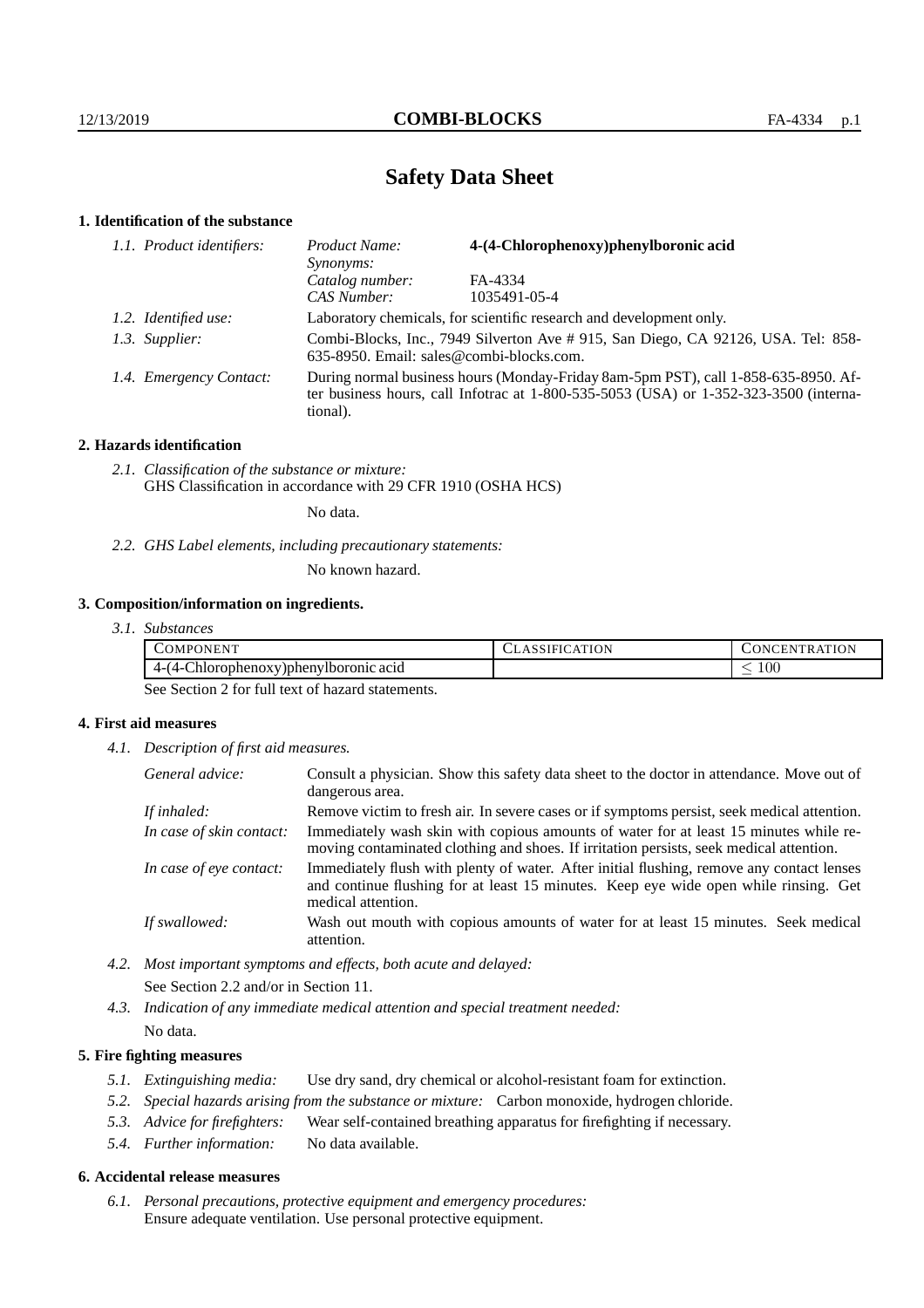# Safety Data Sheet

## 1. Identification of the substance

| | | |
|---|---|---|
| *1.1. Product identifiers:* | *Product Name:* | **4-(4-Chlorophenoxy)phenylboronic acid** |
| | *Synonyms:* | |
| | *Catalog number:* | FA-4334 |
| | *CAS Number:* | 1035491-05-4 |
| *1.2. Identified use:* | Laboratory chemicals, for scientific research and development only. | |
| *1.3. Supplier:* | Combi-Blocks, Inc., 7949 Silverton Ave # 915, San Diego, CA 92126, USA. Tel: 858-635-8950. Email: sales@combi-blocks.com. | |
| *1.4. Emergency Contact:* | During normal business hours (Monday-Friday 8am-5pm PST), call 1-858-635-8950. After business hours, call Infotrac at 1-800-535-5053 (USA) or 1-352-323-3500 (international). | |

## 2. Hazards identification

*2.1. Classification of the substance or mixture:*
GHS Classification in accordance with 29 CFR 1910 (OSHA HCS)

No data.

*2.2. GHS Label elements, including precautionary statements:*

No known hazard.

## 3. Composition/information on ingredients.

*3.1. Substances*

| COMPONENT | CLASSIFICATION | CONCENTRATION |
|---|---|---|
| 4-(4-Chlorophenoxy)phenylboronic acid | | $\leq 100$ |

See Section 2 for full text of hazard statements.

## 4. First aid measures

*4.1. Description of first aid measures.*

| | |
|---|---|
| *General advice:* | Consult a physician. Show this safety data sheet to the doctor in attendance. Move out of dangerous area. |
| *If inhaled:* | Remove victim to fresh air. In severe cases or if symptoms persist, seek medical attention. |
| *In case of skin contact:* | Immediately wash skin with copious amounts of water for at least 15 minutes while removing contaminated clothing and shoes. If irritation persists, seek medical attention. |
| *In case of eye contact:* | Immediately flush with plenty of water. After initial flushing, remove any contact lenses and continue flushing for at least 15 minutes. Keep eye wide open while rinsing. Get medical attention. |
| *If swallowed:* | Wash out mouth with copious amounts of water for at least 15 minutes. Seek medical attention. |

*4.2. Most important symptoms and effects, both acute and delayed:*
See Section 2.2 and/or in Section 11.

*4.3. Indication of any immediate medical attention and special treatment needed:*
No data.

## 5. Fire fighting measures

*5.1. Extinguishing media:* Use dry sand, dry chemical or alcohol-resistant foam for extinction.

*5.2. Special hazards arising from the substance or mixture:* Carbon monoxide, hydrogen chloride.

*5.3. Advice for firefighters:* Wear self-contained breathing apparatus for firefighting if necessary.

*5.4. Further information:* No data available.

## 6. Accidental release measures

*6.1. Personal precautions, protective equipment and emergency procedures:*
Ensure adequate ventilation. Use personal protective equipment.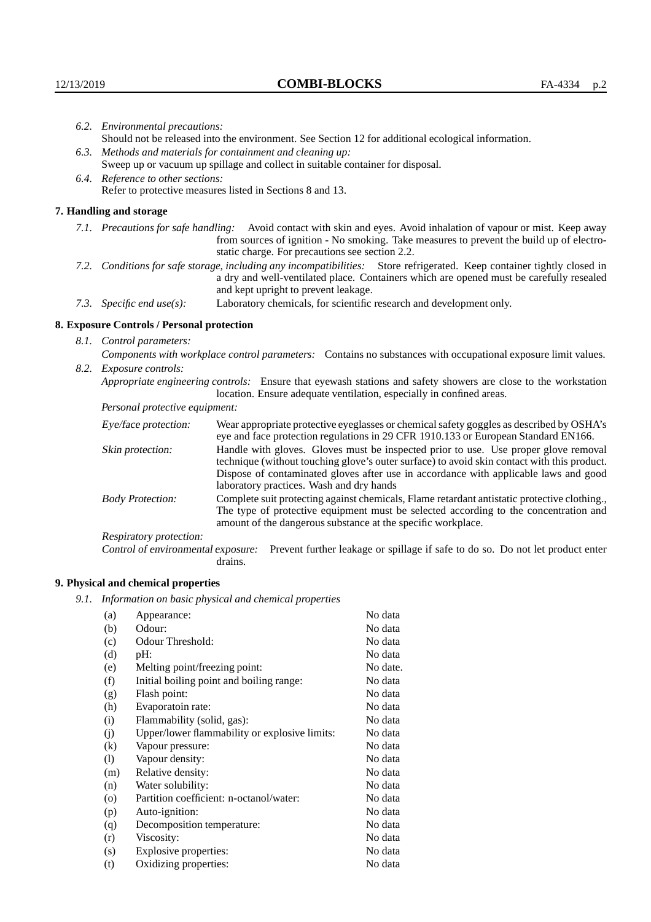*6.2. Environmental precautions:*
Should not be released into the environment. See Section 12 for additional ecological information.

*6.3. Methods and materials for containment and cleaning up:*
Sweep up or vacuum up spillage and collect in suitable container for disposal.

*6.4. Reference to other sections:*
Refer to protective measures listed in Sections 8 and 13.

## 7. Handling and storage

*7.1. Precautions for safe handling:* Avoid contact with skin and eyes. Avoid inhalation of vapour or mist. Keep away from sources of ignition - No smoking. Take measures to prevent the build up of electrostatic charge. For precautions see section 2.2.

*7.2. Conditions for safe storage, including any incompatibilities:* Store refrigerated. Keep container tightly closed in a dry and well-ventilated place. Containers which are opened must be carefully resealed and kept upright to prevent leakage.

*7.3. Specific end use(s):* Laboratory chemicals, for scientific research and development only.

## 8. Exposure Controls / Personal protection

*8.1. Control parameters:*
*Components with workplace control parameters:* Contains no substances with occupational exposure limit values.

*8.2. Exposure controls:*
*Appropriate engineering controls:* Ensure that eyewash stations and safety showers are close to the workstation location. Ensure adequate ventilation, especially in confined areas.

*Personal protective equipment:*

*Eye/face protection:* Wear appropriate protective eyeglasses or chemical safety goggles as described by OSHA's eye and face protection regulations in 29 CFR 1910.133 or European Standard EN166.

*Skin protection:* Handle with gloves. Gloves must be inspected prior to use. Use proper glove removal technique (without touching glove's outer surface) to avoid skin contact with this product. Dispose of contaminated gloves after use in accordance with applicable laws and good laboratory practices. Wash and dry hands

*Body Protection:* Complete suit protecting against chemicals, Flame retardant antistatic protective clothing., The type of protective equipment must be selected according to the concentration and amount of the dangerous substance at the specific workplace.

*Respiratory protection:*

*Control of environmental exposure:* Prevent further leakage or spillage if safe to do so. Do not let product enter drains.

## 9. Physical and chemical properties

*9.1. Information on basic physical and chemical properties*

| | | |
|---|---|---|
| (a) | Appearance: | No data |
| (b) | Odour: | No data |
| (c) | Odour Threshold: | No data |
| (d) | pH: | No data |
| (e) | Melting point/freezing point: | No date. |
| (f) | Initial boiling point and boiling range: | No data |
| (g) | Flash point: | No data |
| (h) | Evaporatoin rate: | No data |
| (i) | Flammability (solid, gas): | No data |
| (j) | Upper/lower flammability or explosive limits: | No data |
| (k) | Vapour pressure: | No data |
| (l) | Vapour density: | No data |
| (m) | Relative density: | No data |
| (n) | Water solubility: | No data |
| (o) | Partition coefficient: n-octanol/water: | No data |
| (p) | Auto-ignition: | No data |
| (q) | Decomposition temperature: | No data |
| (r) | Viscosity: | No data |
| (s) | Explosive properties: | No data |
| (t) | Oxidizing properties: | No data |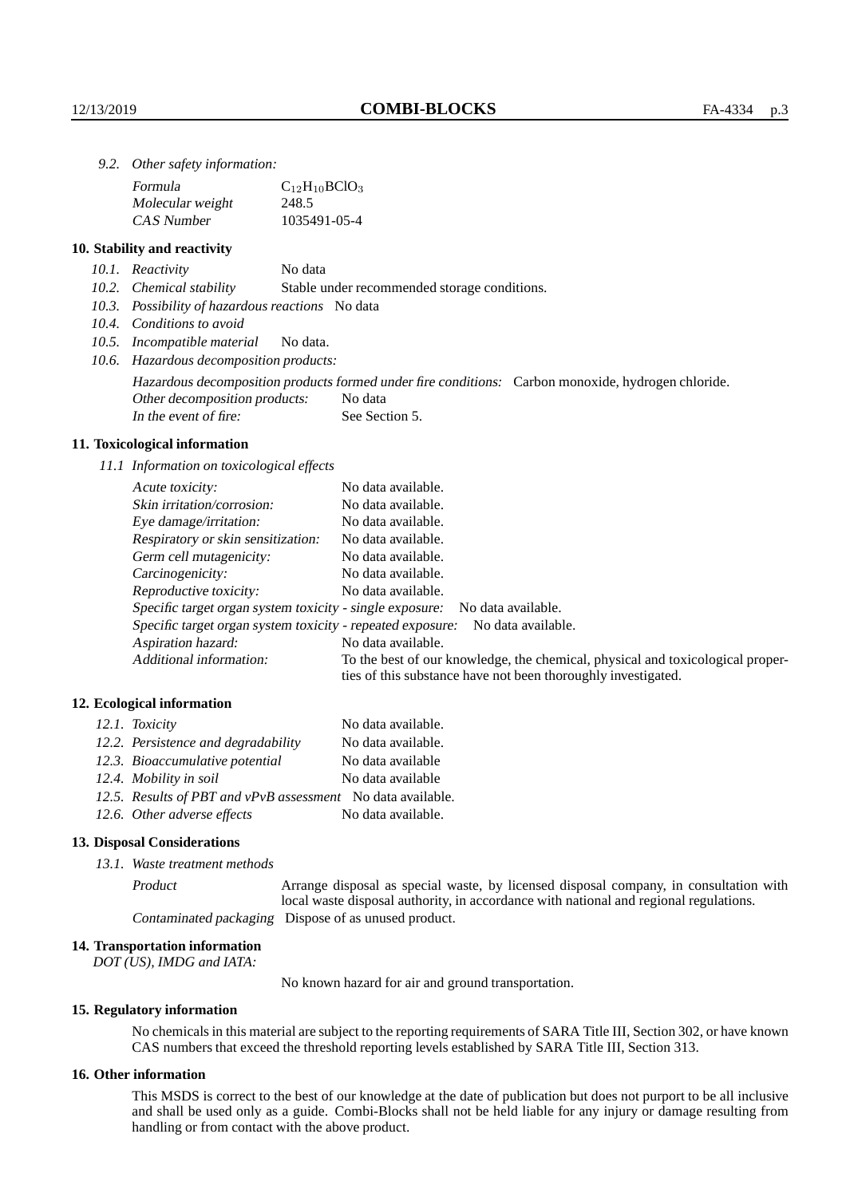*9.2. Other safety information:*

| | |
|---|---|
| *Formula* | $C_{12}H_{10}BClO_3$ |
| *Molecular weight* | 248.5 |
| *CAS Number* | 1035491-05-4 |

### 10. Stability and reactivity

*10.1. Reactivity* No data

*10.2. Chemical stability* Stable under recommended storage conditions.

*10.3. Possibility of hazardous reactions* No data

*10.4. Conditions to avoid*

*10.5. Incompatible material* No data.

*10.6. Hazardous decomposition products:*

*Hazardous decomposition products formed under fire conditions:* Carbon monoxide, hydrogen chloride.

*Other decomposition products:* No data

*In the event of fire:* See Section 5.

### 11. Toxicological information

*11.1 Information on toxicological effects*

| | |
|---|---|
| *Acute toxicity:* | No data available. |
| *Skin irritation/corrosion:* | No data available. |
| *Eye damage/irritation:* | No data available. |
| *Respiratory or skin sensitization:* | No data available. |
| *Germ cell mutagenicity:* | No data available. |
| *Carcinogenicity:* | No data available. |
| *Reproductive toxicity:* | No data available. |
| *Specific target organ system toxicity - single exposure:* | No data available. |
| *Specific target organ system toxicity - repeated exposure:* | No data available. |
| *Aspiration hazard:* | No data available. |
| *Additional information:* | To the best of our knowledge, the chemical, physical and toxicological properties of this substance have not been thoroughly investigated. |

### 12. Ecological information

| | |
|---|---|
| *12.1. Toxicity* | No data available. |
| *12.2. Persistence and degradability* | No data available. |
| *12.3. Bioaccumulative potential* | No data available |
| *12.4. Mobility in soil* | No data available |
| *12.5. Results of PBT and vPvB assessment* | No data available. |
| *12.6. Other adverse effects* | No data available. |

### 13. Disposal Considerations

*13.1. Waste treatment methods*

*Product* Arrange disposal as special waste, by licensed disposal company, in consultation with local waste disposal authority, in accordance with national and regional regulations.

*Contaminated packaging* Dispose of as unused product.

### 14. Transportation information

*DOT (US), IMDG and IATA:*

No known hazard for air and ground transportation.

### 15. Regulatory information

No chemicals in this material are subject to the reporting requirements of SARA Title III, Section 302, or have known CAS numbers that exceed the threshold reporting levels established by SARA Title III, Section 313.

### 16. Other information

This MSDS is correct to the best of our knowledge at the date of publication but does not purport to be all inclusive and shall be used only as a guide. Combi-Blocks shall not be held liable for any injury or damage resulting from handling or from contact with the above product.